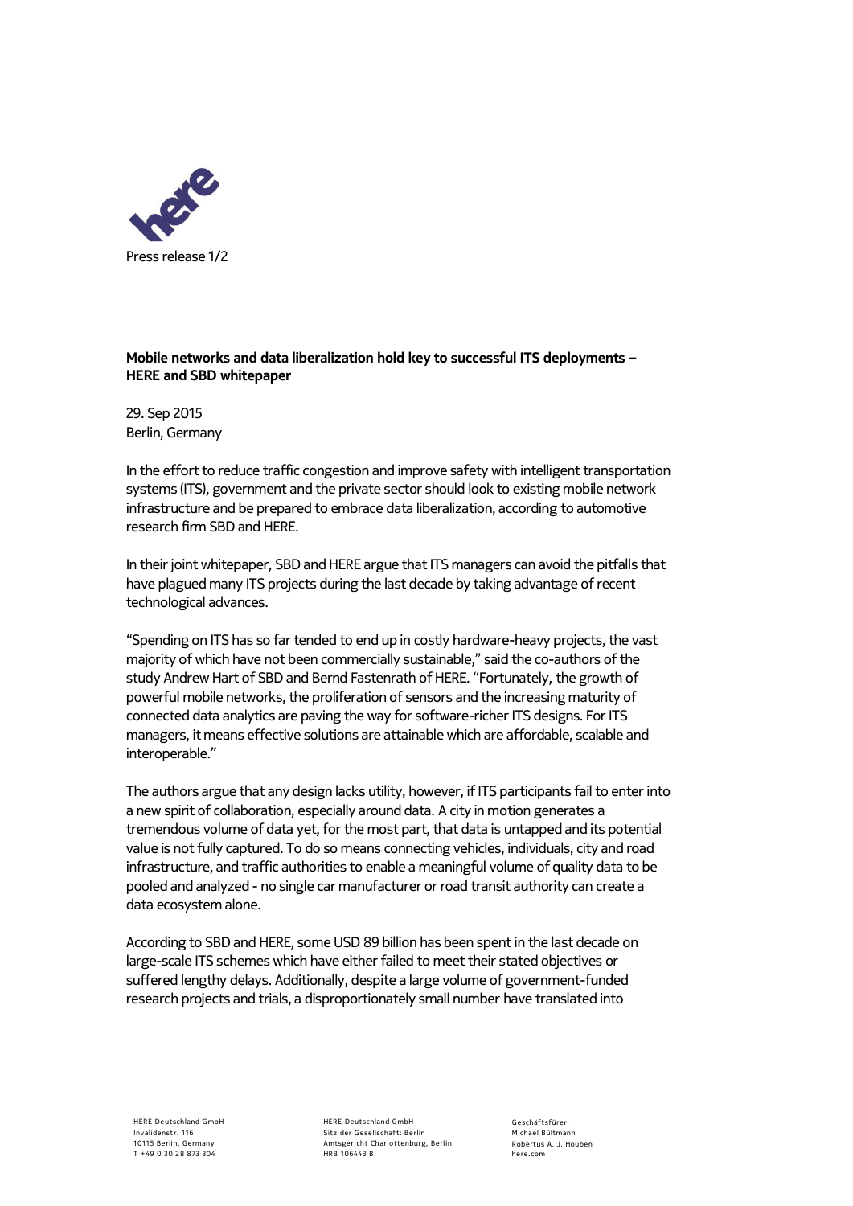**Mobile networks and data liberalization hold key to successful ITS deployments – HERE and SBD whitepaper**

29. Sep 2015
Berlin, Germany

In the effort to reduce traffic congestion and improve safety with intelligent transportation systems (ITS), government and the private sector should look to existing mobile network infrastructure and be prepared to embrace data liberalization, according to automotive research firm SBD and HERE.

In their joint whitepaper, SBD and HERE argue that ITS managers can avoid the pitfalls that have plagued many ITS projects during the last decade by taking advantage of recent technological advances.

"Spending on ITS has so far tended to end up in costly hardware-heavy projects, the vast majority of which have not been commercially sustainable," said the co-authors of the study Andrew Hart of SBD and Bernd Fastenrath of HERE. "Fortunately, the growth of powerful mobile networks, the proliferation of sensors and the increasing maturity of connected data analytics are paving the way for software-richer ITS designs. For ITS managers, it means effective solutions are attainable which are affordable, scalable and interoperable."

The authors argue that any design lacks utility, however, if ITS participants fail to enter into a new spirit of collaboration, especially around data. A city in motion generates a tremendous volume of data yet, for the most part, that data is untapped and its potential value is not fully captured. To do so means connecting vehicles, individuals, city and road infrastructure, and traffic authorities to enable a meaningful volume of quality data to be pooled and analyzed - no single car manufacturer or road transit authority can create a data ecosystem alone.

According to SBD and HERE, some USD 89 billion has been spent in the last decade on large-scale ITS schemes which have either failed to meet their stated objectives or suffered lengthy delays. Additionally, despite a large volume of government-funded research projects and trials, a disproportionately small number have translated into

HERE Deutschland GmbH
Invalidenstr. 116
10115 Berlin, Germany
T +49 0 30 28 873 304

HERE Deutschland GmbH
Sitz der Gesellschaft: Berlin
Amtsgericht Charlottenburg, Berlin
HRB 106443 B

Geschäftsfürer:
Michael Bültmann
Robertus A. J. Houben
here.com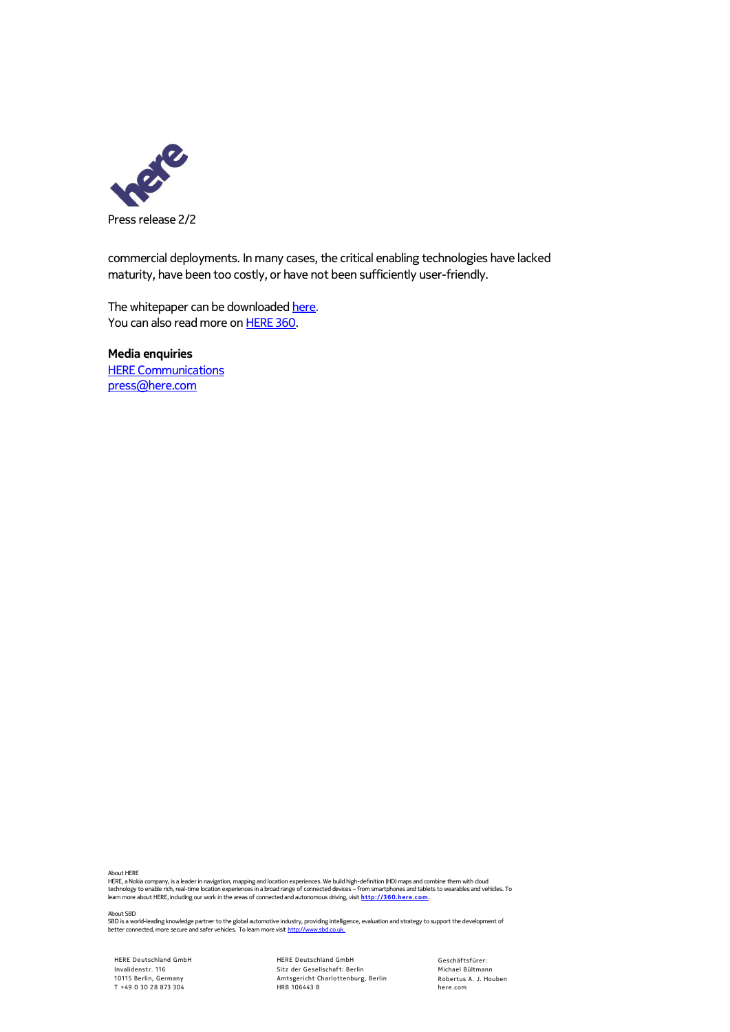commercial deployments. In many cases, the critical enabling technologies have lacked maturity, have been too costly, or have not been sufficiently user-friendly.

The whitepaper can be downloaded here.
You can also read more on HERE 360.

**Media enquiries**
HERE Communications
press@here.com

About HERE
HERE, a Nokia company, is a leader in navigation, mapping and location experiences. We build high-definition (HD) maps and combine them with cloud technology to enable rich, real-time location experiences in a broad range of connected devices – from smartphones and tablets to wearables and vehicles. To learn more about HERE, including our work in the areas of connected and autonomous driving, visit **http://360.here.com**.

About SBD
SBD is a world-leading knowledge partner to the global automotive industry, providing intelligence, evaluation and strategy to support the development of better connected, more secure and safer vehicles. To learn more visit http://www.sbd.co.uk.

HERE Deutschland GmbH
Invalidenstr. 116
10115 Berlin, Germany
T +49 0 30 28 873 304

HERE Deutschland GmbH
Sitz der Gesellschaft: Berlin
Amtsgericht Charlottenburg, Berlin
HRB 106443 B

Geschäftsfürer:
Michael Bültmann
Robertus A. J. Houben
here.com